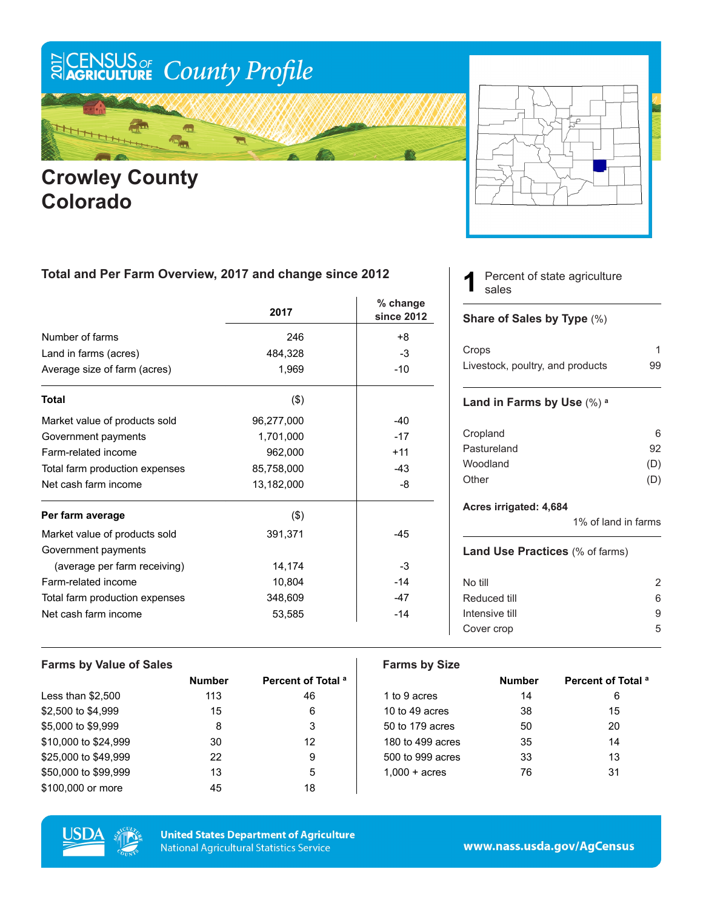# 2017 CENSUS OF AGRICULTURE County Profile

# Crowley County Colorado

## Total and Per Farm Overview, 2017 and change since 2012

| | 2017 | % change since 2012 |
|---|---|---|
| Number of farms | 246 | +8 |
| Land in farms (acres) | 484,328 | -3 |
| Average size of farm (acres) | 1,969 | -10 |
| **Total** | ($) | |
| Market value of products sold | 96,277,000 | -40 |
| Government payments | 1,701,000 | -17 |
| Farm-related income | 962,000 | +11 |
| Total farm production expenses | 85,758,000 | -43 |
| Net cash farm income | 13,182,000 | -8 |
| **Per farm average** | ($) | |
| Market value of products sold | 391,371 | -45 |
| Government payments (average per farm receiving) | 14,174 | -3 |
| Farm-related income | 10,804 | -14 |
| Total farm production expenses | 348,609 | -47 |
| Net cash farm income | 53,585 | -14 |

**1** Percent of state agriculture sales

### Share of Sales by Type (%)

| | |
|---|---|
| Crops | 1 |
| Livestock, poultry, and products | 99 |

### Land in Farms by Use (%) [a]

| | |
|---|---|
| Cropland | 6 |
| Pastureland | 92 |
| Woodland | (D) |
| Other | (D) |

**Acres irrigated: 4,684**

1% of land in farms

### Land Use Practices (% of farms)

| | |
|---|---|
| No till | 2 |
| Reduced till | 6 |
| Intensive till | 9 |
| Cover crop | 5 |

### Farms by Value of Sales

| | Number | Percent of Total [a] |
|---|---|---|
| Less than $2,500 | 113 | 46 |
| $2,500 to $4,999 | 15 | 6 |
| $5,000 to $9,999 | 8 | 3 |
| $10,000 to $24,999 | 30 | 12 |
| $25,000 to $49,999 | 22 | 9 |
| $50,000 to $99,999 | 13 | 5 |
| $100,000 or more | 45 | 18 |

### Farms by Size

| | Number | Percent of Total [a] |
|---|---|---|
| 1 to 9 acres | 14 | 6 |
| 10 to 49 acres | 38 | 15 |
| 50 to 179 acres | 50 | 20 |
| 180 to 499 acres | 35 | 14 |
| 500 to 999 acres | 33 | 13 |
| 1,000 + acres | 76 | 31 |

United States Department of Agriculture
National Agricultural Statistics Service

www.nass.usda.gov/AgCensus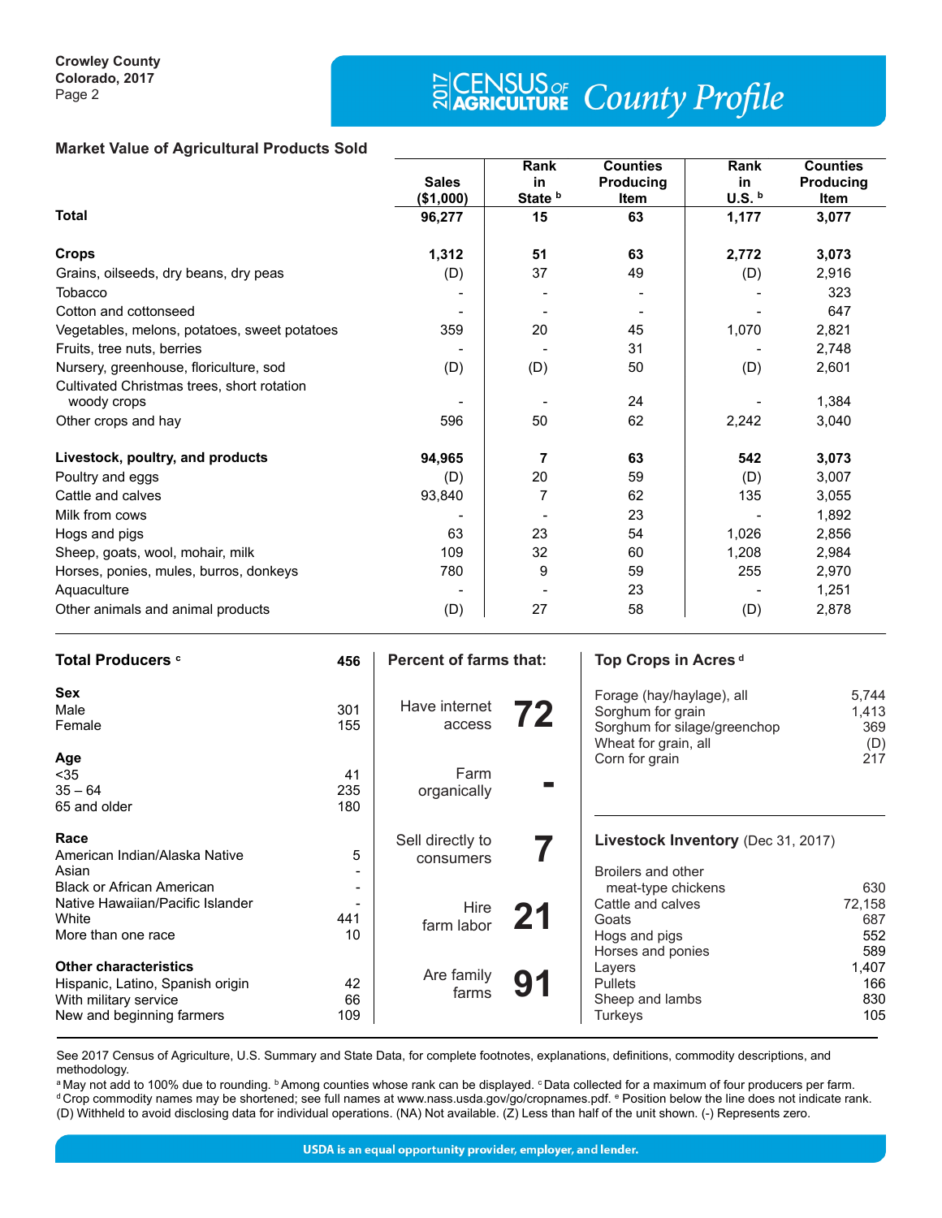Crowley County
Colorado, 2017

# 2017 Census of Agriculture County Profile

## Market Value of Agricultural Products Sold

| | Sales ($1,000) | Rank in State [b] | Counties Producing Item | Rank in U.S. [b] | Counties Producing Item |
|---|---|---|---|---|---|
| **Total** | **96,277** | **15** | **63** | **1,177** | **3,077** |
| **Crops** | **1,312** | **51** | **63** | **2,772** | **3,073** |
| Grains, oilseeds, dry beans, dry peas | (D) | 37 | 49 | (D) | 2,916 |
| Tobacco | - | - | - | - | 323 |
| Cotton and cottonseed | - | - | - | - | 647 |
| Vegetables, melons, potatoes, sweet potatoes | 359 | 20 | 45 | 1,070 | 2,821 |
| Fruits, tree nuts, berries | - | - | 31 | - | 2,748 |
| Nursery, greenhouse, floriculture, sod | (D) | (D) | 50 | (D) | 2,601 |
| Cultivated Christmas trees, short rotation woody crops | - | - | 24 | - | 1,384 |
| Other crops and hay | 596 | 50 | 62 | 2,242 | 3,040 |
| **Livestock, poultry, and products** | **94,965** | **7** | **63** | **542** | **3,073** |
| Poultry and eggs | (D) | 20 | 59 | (D) | 3,007 |
| Cattle and calves | 93,840 | 7 | 62 | 135 | 3,055 |
| Milk from cows | - | - | 23 | - | 1,892 |
| Hogs and pigs | 63 | 23 | 54 | 1,026 | 2,856 |
| Sheep, goats, wool, mohair, milk | 109 | 32 | 60 | 1,208 | 2,984 |
| Horses, ponies, mules, burros, donkeys | 780 | 9 | 59 | 255 | 2,970 |
| Aquaculture | - | - | 23 | - | 1,251 |
| Other animals and animal products | (D) | 27 | 58 | (D) | 2,878 |

## Total Producers [c] 456

| | |
|---|---|
| **Sex** | |
| Male | 301 |
| Female | 155 |
| **Age** | |
| <35 | 41 |
| 35 – 64 | 235 |
| 65 and older | 180 |
| **Race** | |
| American Indian/Alaska Native | 5 |
| Asian | - |
| Black or African American | - |
| Native Hawaiian/Pacific Islander | - |
| White | 441 |
| More than one race | 10 |
| **Other characteristics** | |
| Hispanic, Latino, Spanish origin | 42 |
| With military service | 66 |
| New and beginning farmers | 109 |

## Percent of farms that:

| | |
|---|---|
| Have internet access | 72 |
| Farm organically | - |
| Sell directly to consumers | 7 |
| Hire farm labor | 21 |
| Are family farms | 91 |

## Top Crops in Acres [d]

| | |
|---|---|
| Forage (hay/haylage), all | 5,744 |
| Sorghum for grain | 1,413 |
| Sorghum for silage/greenchop | 369 |
| Wheat for grain, all | (D) |
| Corn for grain | 217 |

## Livestock Inventory (Dec 31, 2017)

| | |
|---|---|
| Broilers and other meat-type chickens | 630 |
| Cattle and calves | 72,158 |
| Goats | 687 |
| Hogs and pigs | 552 |
| Horses and ponies | 589 |
| Layers | 1,407 |
| Pullets | 166 |
| Sheep and lambs | 830 |
| Turkeys | 105 |

See 2017 Census of Agriculture, U.S. Summary and State Data, for complete footnotes, explanations, definitions, commodity descriptions, and methodology.

[a] May not add to 100% due to rounding. [b] Among counties whose rank can be displayed. [c] Data collected for a maximum of four producers per farm. [d] Crop commodity names may be shortened; see full names at www.nass.usda.gov/go/cropnames.pdf. [e] Position below the line does not indicate rank. (D) Withheld to avoid disclosing data for individual operations. (NA) Not available. (Z) Less than half of the unit shown. (-) Represents zero.

USDA is an equal opportunity provider, employer, and lender.